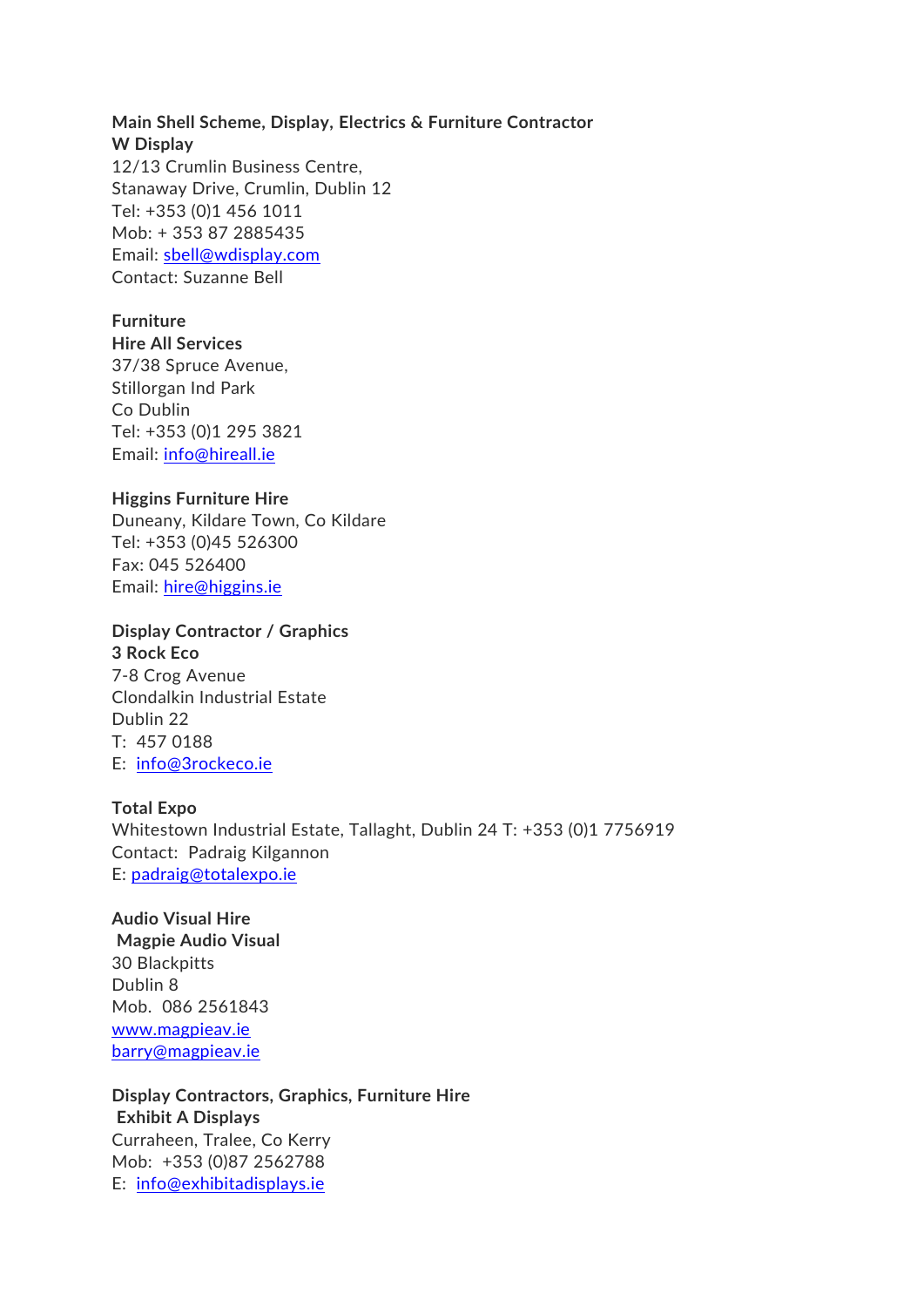**Main Shell Scheme, Display, Electrics & Furniture Contractor**
**W Display**
12/13 Crumlin Business Centre,
Stanaway Drive, Crumlin, Dublin 12
Tel: +353 (0)1 456 1011
Mob: + 353 87 2885435
Email: sbell@wdisplay.com
Contact: Suzanne Bell

**Furniture**
**Hire All Services**
37/38 Spruce Avenue,
Stillorgan Ind Park
Co Dublin
Tel: +353 (0)1 295 3821
Email: info@hireall.ie

**Higgins Furniture Hire**
Duneany, Kildare Town, Co Kildare
Tel: +353 (0)45 526300
Fax: 045 526400
Email: hire@higgins.ie

**Display Contractor / Graphics**
**3 Rock Eco**
7-8 Crog Avenue
Clondalkin Industrial Estate
Dublin 22
T: 457 0188
E: info@3rockeco.ie

**Total Expo**
Whitestown Industrial Estate, Tallaght, Dublin 24 T: +353 (0)1 7756919
Contact: Padraig Kilgannon
E: padraig@totalexpo.ie

**Audio Visual Hire**
**Magpie Audio Visual**
30 Blackpitts
Dublin 8
Mob. 086 2561843
www.magpieav.ie
barry@magpieav.ie

**Display Contractors, Graphics, Furniture Hire**
**Exhibit A Displays**
Curraheen, Tralee, Co Kerry
Mob: +353 (0)87 2562788
E: info@exhibitadisplays.ie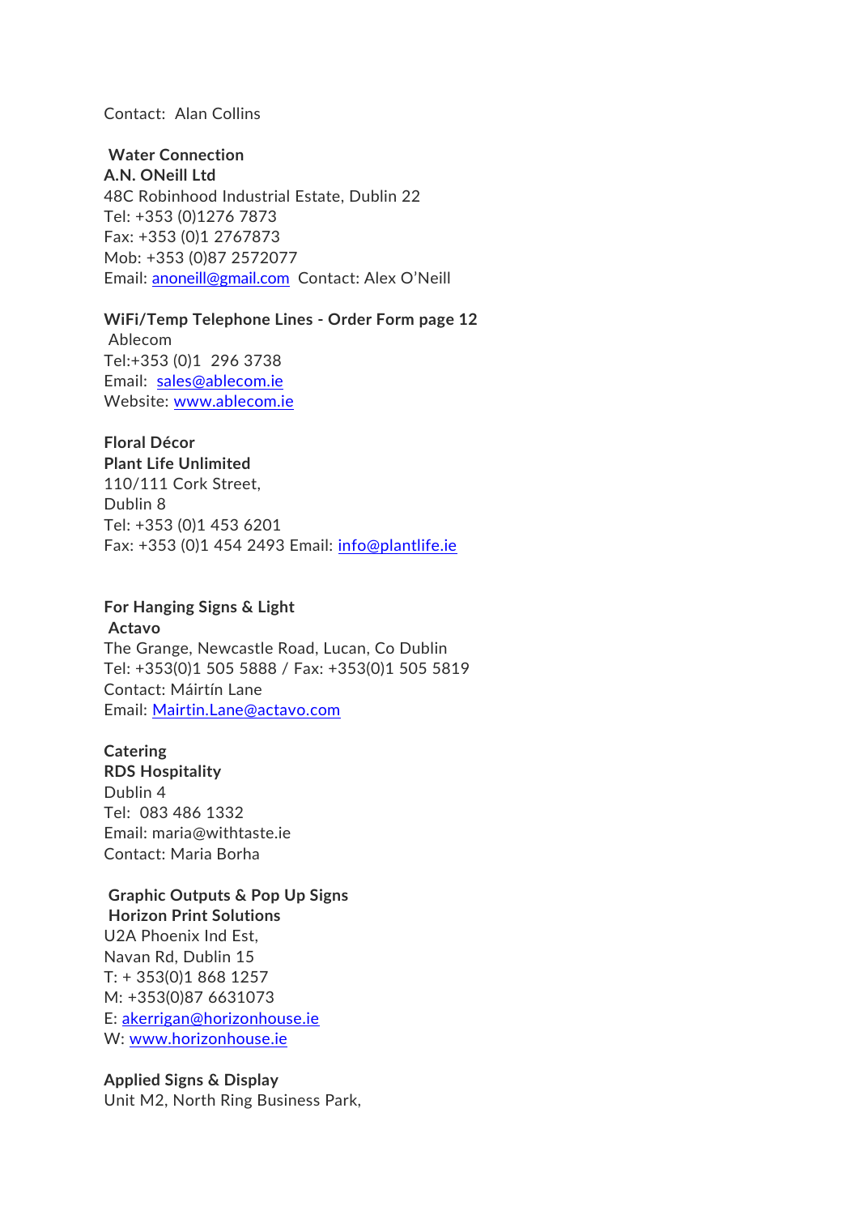Contact: Alan Collins

**Water Connection**
**A.N. ONeill Ltd**
48C Robinhood Industrial Estate, Dublin 22
Tel: +353 (0)1276 7873
Fax: +353 (0)1 2767873
Mob: +353 (0)87 2572077
Email: anoneill@gmail.com Contact: Alex O'Neill

**WiFi/Temp Telephone Lines - Order Form page 12**
Ablecom
Tel:+353 (0)1 296 3738
Email: sales@ablecom.ie
Website: www.ablecom.ie

**Floral Décor**
**Plant Life Unlimited**
110/111 Cork Street,
Dublin 8
Tel: +353 (0)1 453 6201
Fax: +353 (0)1 454 2493 Email: info@plantlife.ie

**For Hanging Signs & Light**
**Actavo**
The Grange, Newcastle Road, Lucan, Co Dublin
Tel: +353(0)1 505 5888 / Fax: +353(0)1 505 5819
Contact: Máirtín Lane
Email: Mairtin.Lane@actavo.com

**Catering**
**RDS Hospitality**
Dublin 4
Tel: 083 486 1332
Email: maria@withtaste.ie
Contact: Maria Borha

**Graphic Outputs & Pop Up Signs**
**Horizon Print Solutions**
U2A Phoenix Ind Est,
Navan Rd, Dublin 15
T: + 353(0)1 868 1257
M: +353(0)87 6631073
E: akerrigan@horizonhouse.ie
W: www.horizonhouse.ie

**Applied Signs & Display**
Unit M2, North Ring Business Park,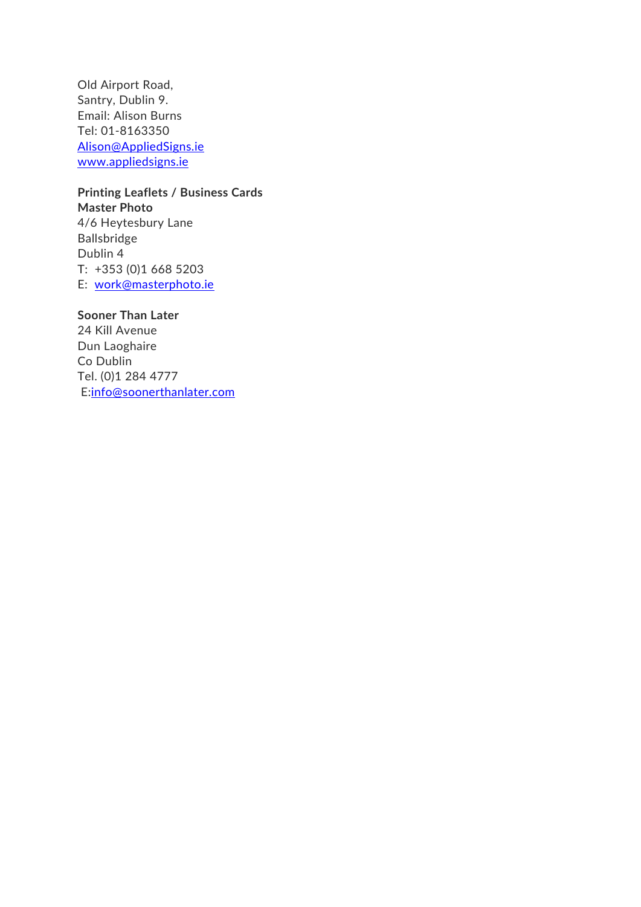Old Airport Road,
Santry, Dublin 9.
Email: Alison Burns
Tel: 01-8163350
Alison@AppliedSigns.ie
www.appliedsigns.ie

**Printing Leaflets / Business Cards**
**Master Photo**
4/6 Heytesbury Lane
Ballsbridge
Dublin 4
T: +353 (0)1 668 5203
E: work@masterphoto.ie

**Sooner Than Later**
24 Kill Avenue
Dun Laoghaire
Co Dublin
Tel. (0)1 284 4777
E:info@soonerthanlater.com